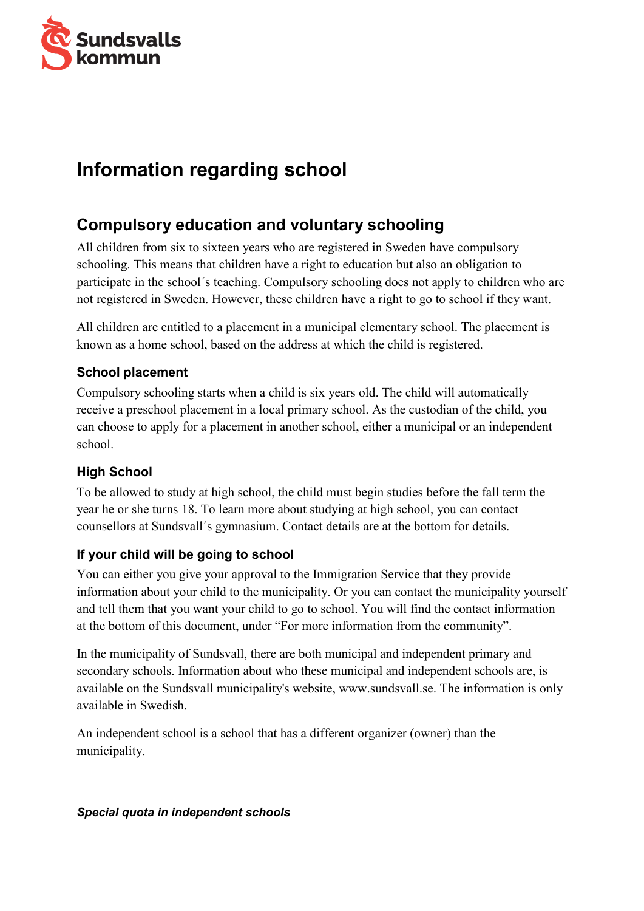# Information regarding school

## Compulsory education and voluntary schooling

All children from six to sixteen years who are registered in Sweden have compulsory schooling. This means that children have a right to education but also an obligation to participate in the school´s teaching. Compulsory schooling does not apply to children who are not registered in Sweden. However, these children have a right to go to school if they want.

All children are entitled to a placement in a municipal elementary school. The placement is known as a home school, based on the address at which the child is registered.

### School placement

Compulsory schooling starts when a child is six years old. The child will automatically receive a preschool placement in a local primary school. As the custodian of the child, you can choose to apply for a placement in another school, either a municipal or an independent school.

### High School

To be allowed to study at high school, the child must begin studies before the fall term the year he or she turns 18. To learn more about studying at high school, you can contact counsellors at Sundsvall´s gymnasium. Contact details are at the bottom for details.

### If your child will be going to school

You can either you give your approval to the Immigration Service that they provide information about your child to the municipality. Or you can contact the municipality yourself and tell them that you want your child to go to school. You will find the contact information at the bottom of this document, under "For more information from the community".

In the municipality of Sundsvall, there are both municipal and independent primary and secondary schools. Information about who these municipal and independent schools are, is available on the Sundsvall municipality's website, www.sundsvall.se. The information is only available in Swedish.

An independent school is a school that has a different organizer (owner) than the municipality.

***Special quota in independent schools***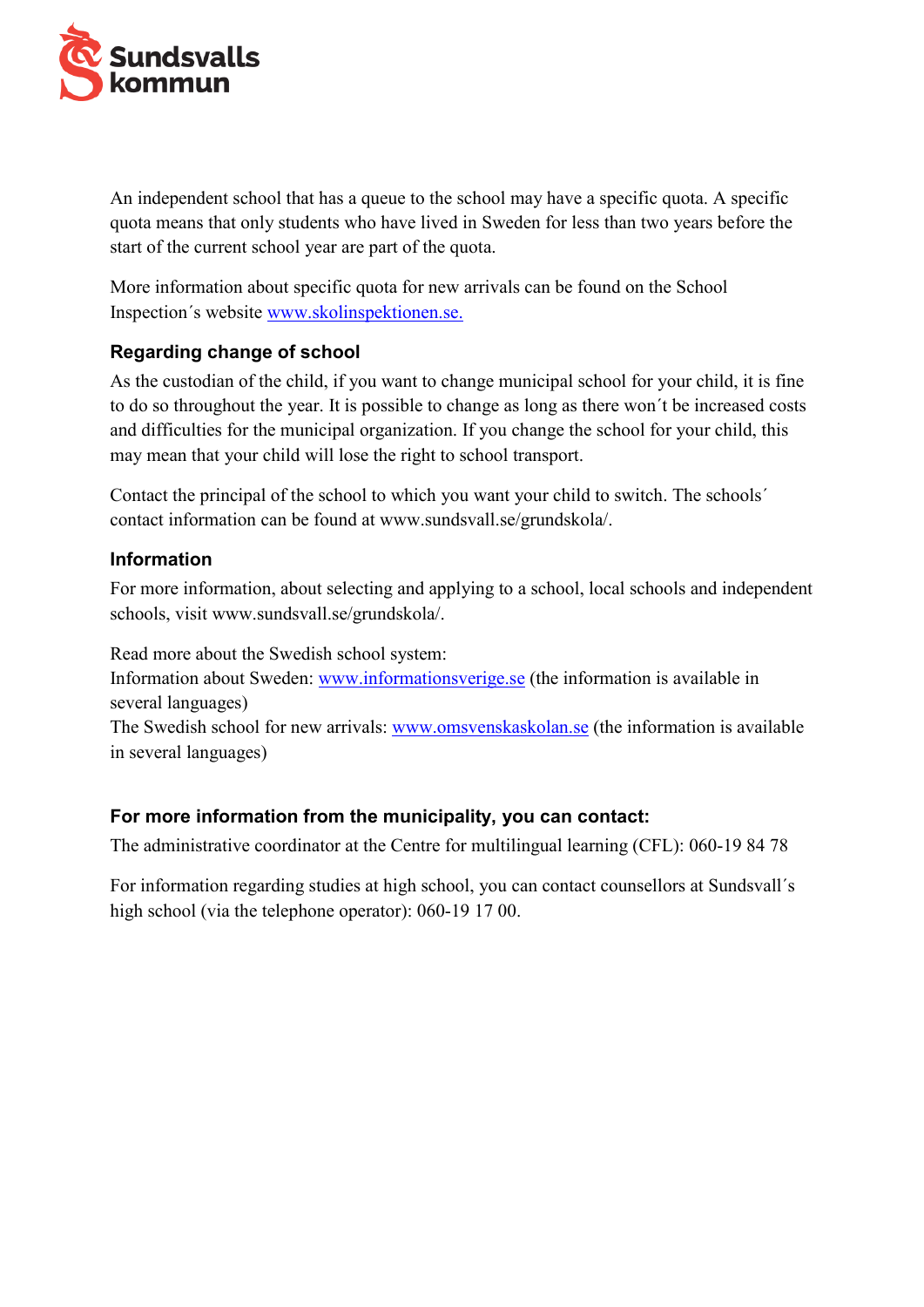An independent school that has a queue to the school may have a specific quota. A specific quota means that only students who have lived in Sweden for less than two years before the start of the current school year are part of the quota.

More information about specific quota for new arrivals can be found on the School Inspection´s website [www.skolinspektionen.se.](http://www.skolinspektionen.se)

### Regarding change of school

As the custodian of the child, if you want to change municipal school for your child, it is fine to do so throughout the year. It is possible to change as long as there won´t be increased costs and difficulties for the municipal organization. If you change the school for your child, this may mean that your child will lose the right to school transport.

Contact the principal of the school to which you want your child to switch. The schools´ contact information can be found at www.sundsvall.se/grundskola/.

### Information

For more information, about selecting and applying to a school, local schools and independent schools, visit www.sundsvall.se/grundskola/.

Read more about the Swedish school system:
Information about Sweden: [www.informationsverige.se](http://www.informationsverige.se) (the information is available in several languages)
The Swedish school for new arrivals: [www.omsvenskaskolan.se](http://www.omsvenskaskolan.se) (the information is available in several languages)

### For more information from the municipality, you can contact:

The administrative coordinator at the Centre for multilingual learning (CFL): 060-19 84 78

For information regarding studies at high school, you can contact counsellors at Sundsvall´s high school (via the telephone operator): 060-19 17 00.